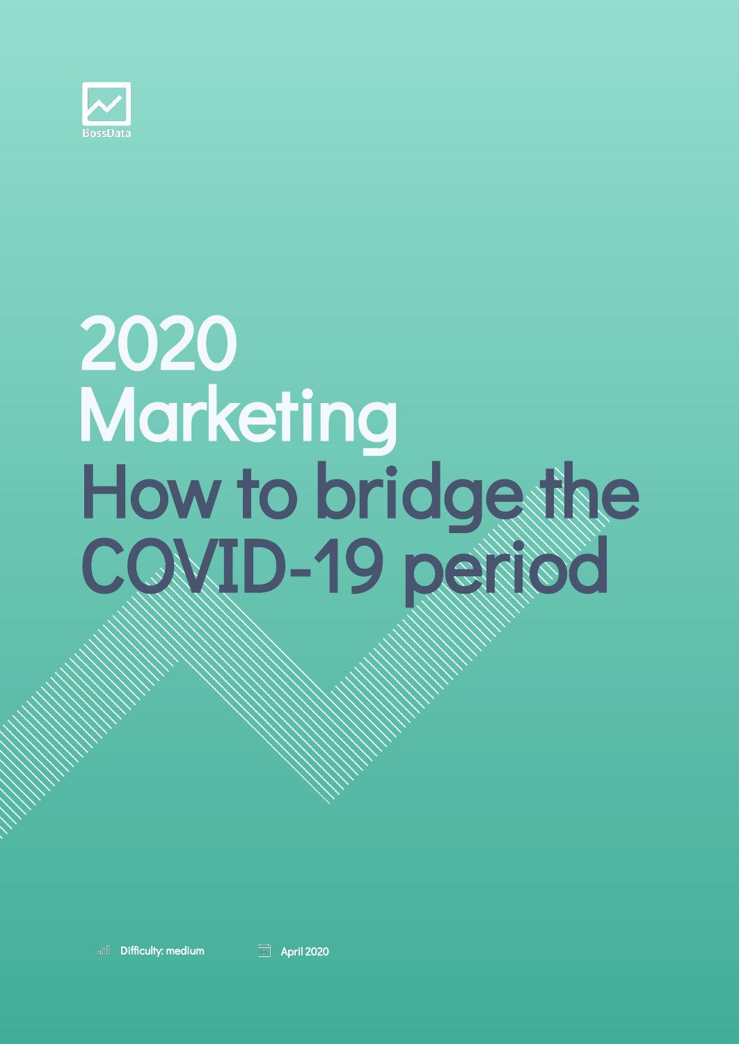BossData

# 2020 Marketing How to bridge the COVID-19 period

Difficulty: medium

April 2020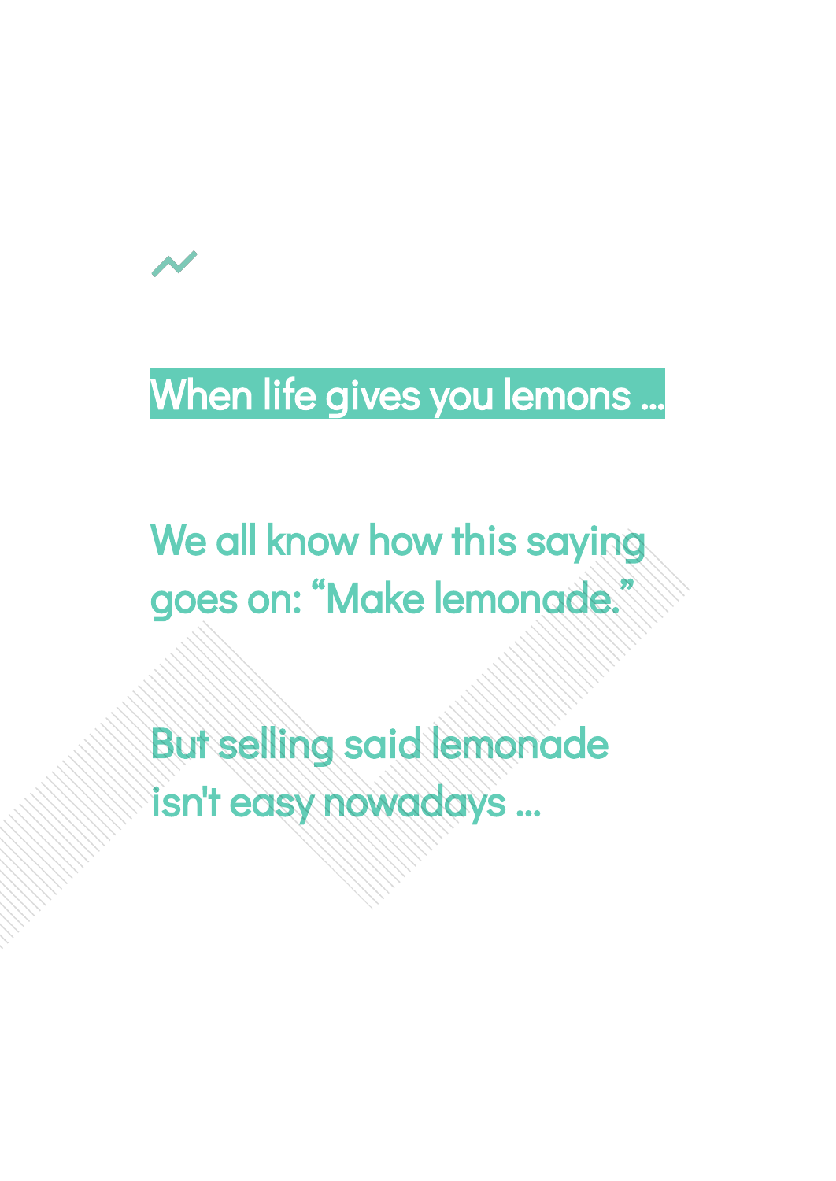## When life gives you lemons …

We all know how this saying goes on: “Make lemonade.”

But selling said lemonade isn't easy nowadays …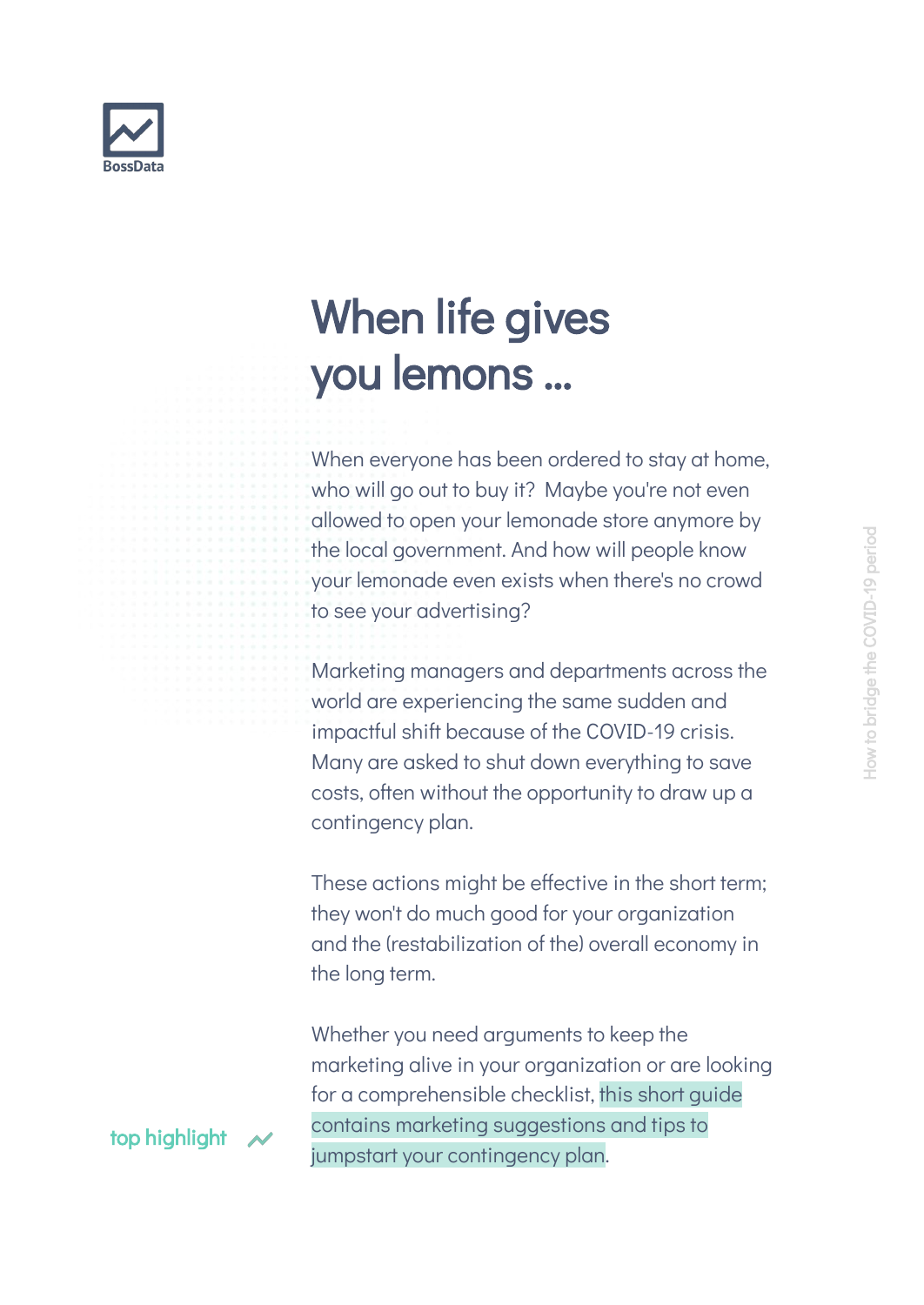# When life gives you lemons ...

When everyone has been ordered to stay at home, who will go out to buy it? Maybe you're not even allowed to open your lemonade store anymore by the local government. And how will people know your lemonade even exists when there's no crowd to see your advertising?

Marketing managers and departments across the world are experiencing the same sudden and impactful shift because of the COVID-19 crisis. Many are asked to shut down everything to save costs, often without the opportunity to draw up a contingency plan.

These actions might be effective in the short term; they won't do much good for your organization and the (restabilization of the) overall economy in the long term.

Whether you need arguments to keep the marketing alive in your organization or are looking for a comprehensible checklist, this short guide contains marketing suggestions and tips to jumpstart your contingency plan.

top highlight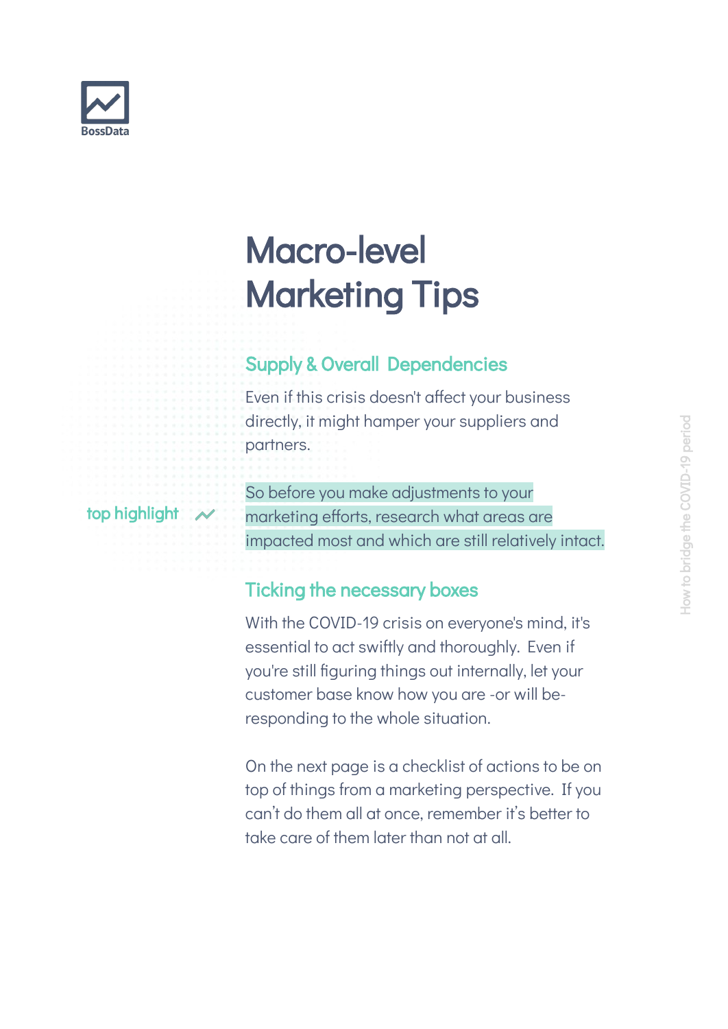# Macro-level Marketing Tips

## Supply & Overall Dependencies

Even if this crisis doesn't affect your business directly, it might hamper your suppliers and partners.

top highlight

So before you make adjustments to your marketing efforts, research what areas are impacted most and which are still relatively intact.

## Ticking the necessary boxes

With the COVID-19 crisis on everyone's mind, it's essential to act swiftly and thoroughly. Even if you're still figuring things out internally, let your customer base know how you are -or will be- responding to the whole situation.

On the next page is a checklist of actions to be on top of things from a marketing perspective. If you can't do them all at once, remember it's better to take care of them later than not at all.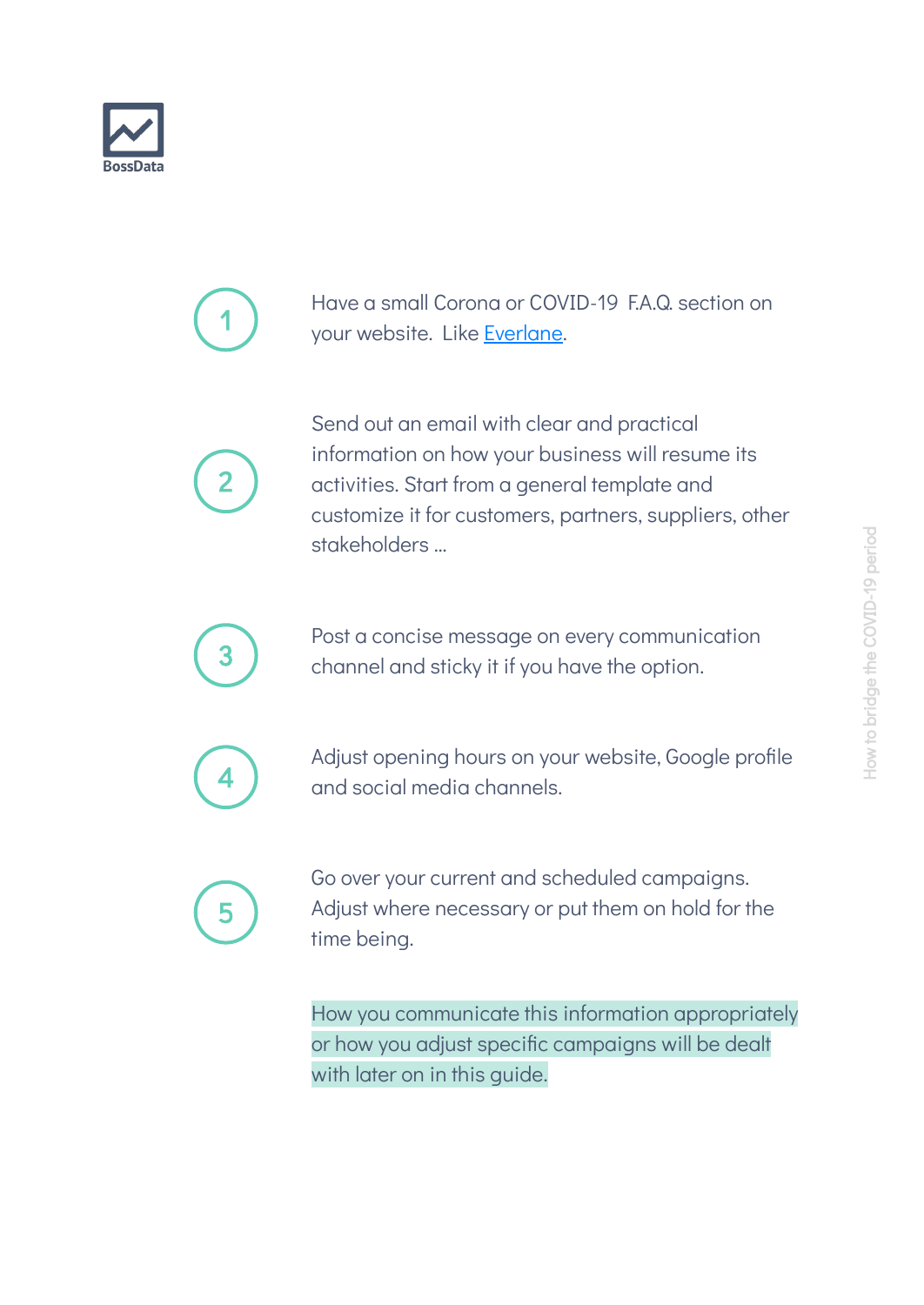1. Have a small Corona or COVID-19 F.A.Q. section on your website. Like [Everlane](#).

2. Send out an email with clear and practical information on how your business will resume its activities. Start from a general template and customize it for customers, partners, suppliers, other stakeholders ...

3. Post a concise message on every communication channel and sticky it if you have the option.

4. Adjust opening hours on your website, Google profile and social media channels.

5. Go over your current and scheduled campaigns. Adjust where necessary or put them on hold for the time being.

How you communicate this information appropriately or how you adjust specific campaigns will be dealt with later on in this guide.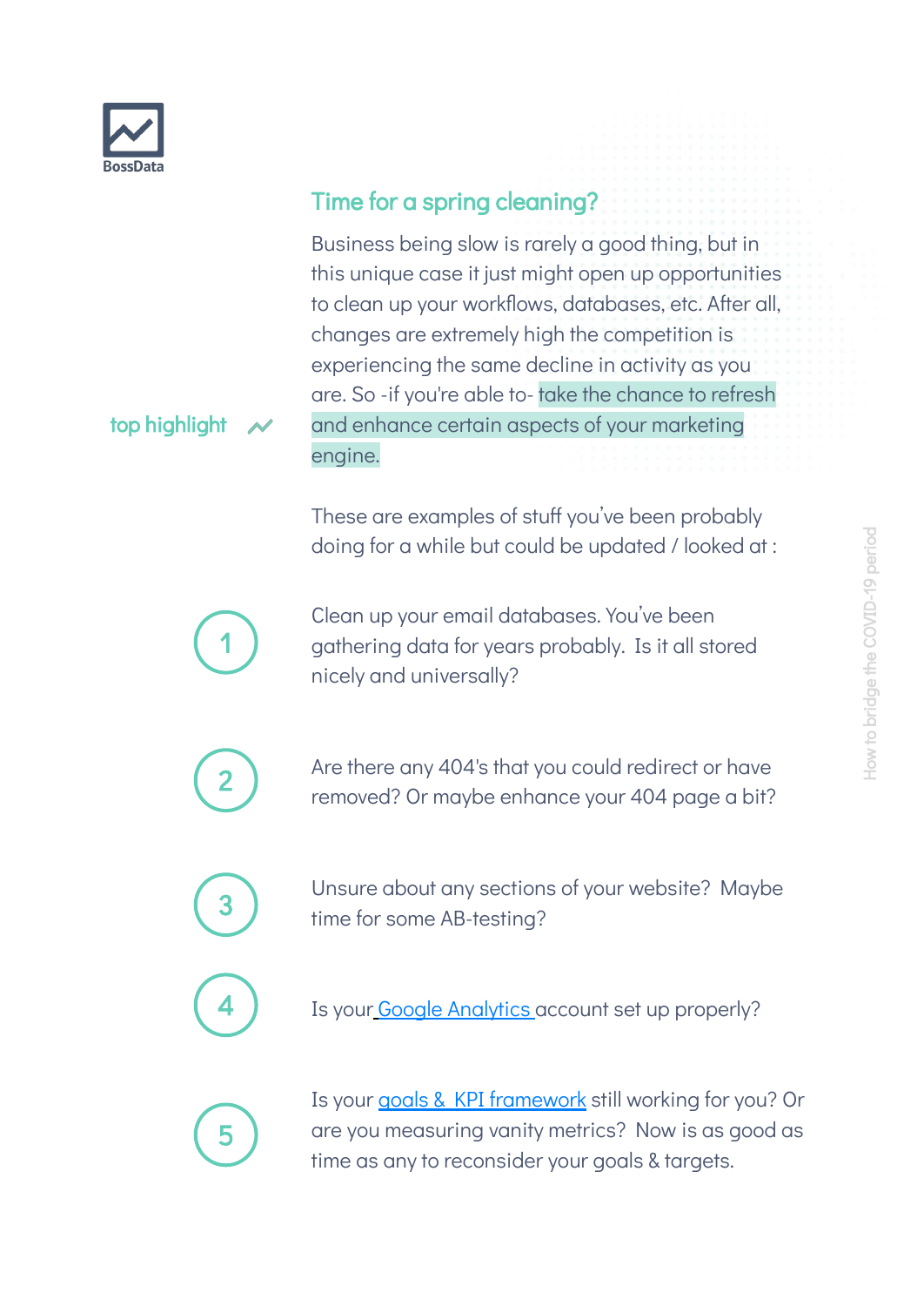## Time for a spring cleaning?

Business being slow is rarely a good thing, but in this unique case it just might open up opportunities to clean up your workflows, databases, etc. After all, changes are extremely high the competition is experiencing the same decline in activity as you are. So -if you're able to- take the chance to refresh and enhance certain aspects of your marketing engine.

top highlight

These are examples of stuff you've been probably doing for a while but could be updated / looked at :

1. Clean up your email databases. You've been gathering data for years probably. Is it all stored nicely and universally?

2. Are there any 404's that you could redirect or have removed? Or maybe enhance your 404 page a bit?

3. Unsure about any sections of your website? Maybe time for some AB-testing?

4. Is your Google Analytics account set up properly?

5. Is your goals & KPI framework still working for you? Or are you measuring vanity metrics? Now is as good as time as any to reconsider your goals & targets.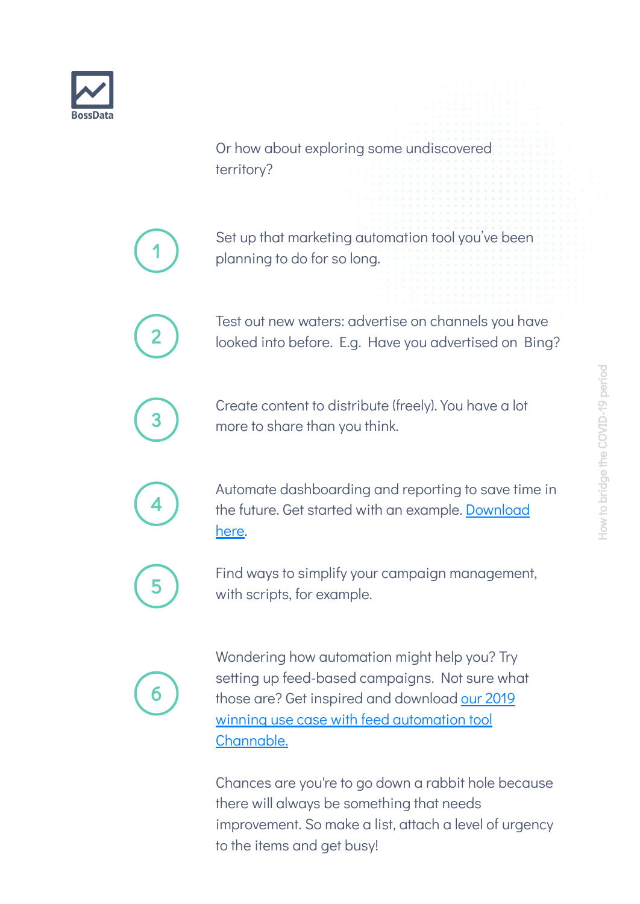Or how about exploring some undiscovered territory?

1. Set up that marketing automation tool you've been planning to do for so long.

2. Test out new waters: advertise on channels you have looked into before. E.g. Have you advertised on Bing?

3. Create content to distribute (freely). You have a lot more to share than you think.

4. Automate dashboarding and reporting to save time in the future. Get started with an example. Download here.

5. Find ways to simplify your campaign management, with scripts, for example.

6. Wondering how automation might help you? Try setting up feed-based campaigns. Not sure what those are? Get inspired and download our 2019 winning use case with feed automation tool Channable.

Chances are you're to go down a rabbit hole because there will always be something that needs improvement. So make a list, attach a level of urgency to the items and get busy!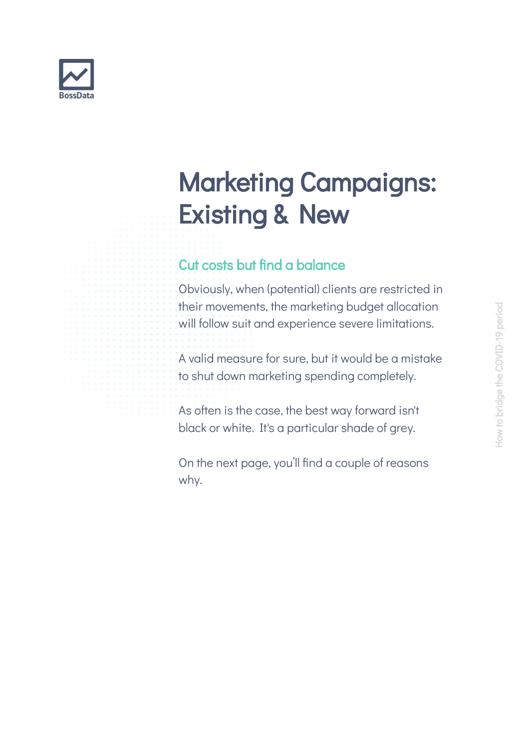# Marketing Campaigns: Existing & New

## Cut costs but find a balance

Obviously, when (potential) clients are restricted in their movements, the marketing budget allocation will follow suit and experience severe limitations.

A valid measure for sure, but it would be a mistake to shut down marketing spending completely.

As often is the case, the best way forward isn't black or white. It's a particular shade of grey.

On the next page, you'll find a couple of reasons why.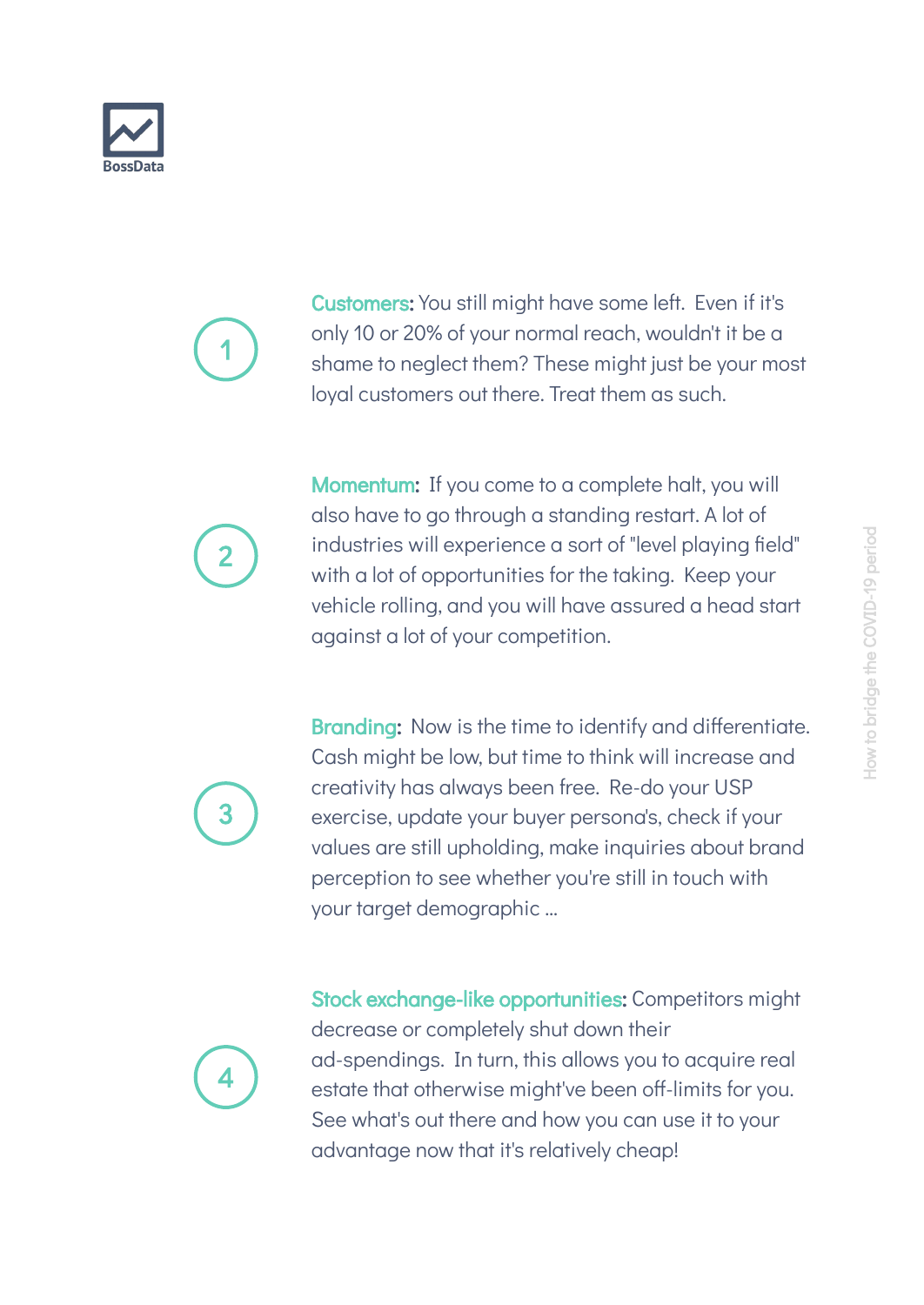1. **Customers:** You still might have some left. Even if it's only 10 or 20% of your normal reach, wouldn't it be a shame to neglect them? These might just be your most loyal customers out there. Treat them as such.

2. **Momentum:** If you come to a complete halt, you will also have to go through a standing restart. A lot of industries will experience a sort of "level playing field" with a lot of opportunities for the taking. Keep your vehicle rolling, and you will have assured a head start against a lot of your competition.

3. **Branding:** Now is the time to identify and differentiate. Cash might be low, but time to think will increase and creativity has always been free. Re-do your USP exercise, update your buyer persona's, check if your values are still upholding, make inquiries about brand perception to see whether you're still in touch with your target demographic ...

4. **Stock exchange-like opportunities:** Competitors might decrease or completely shut down their ad-spendings. In turn, this allows you to acquire real estate that otherwise might've been off-limits for you. See what's out there and how you can use it to your advantage now that it's relatively cheap!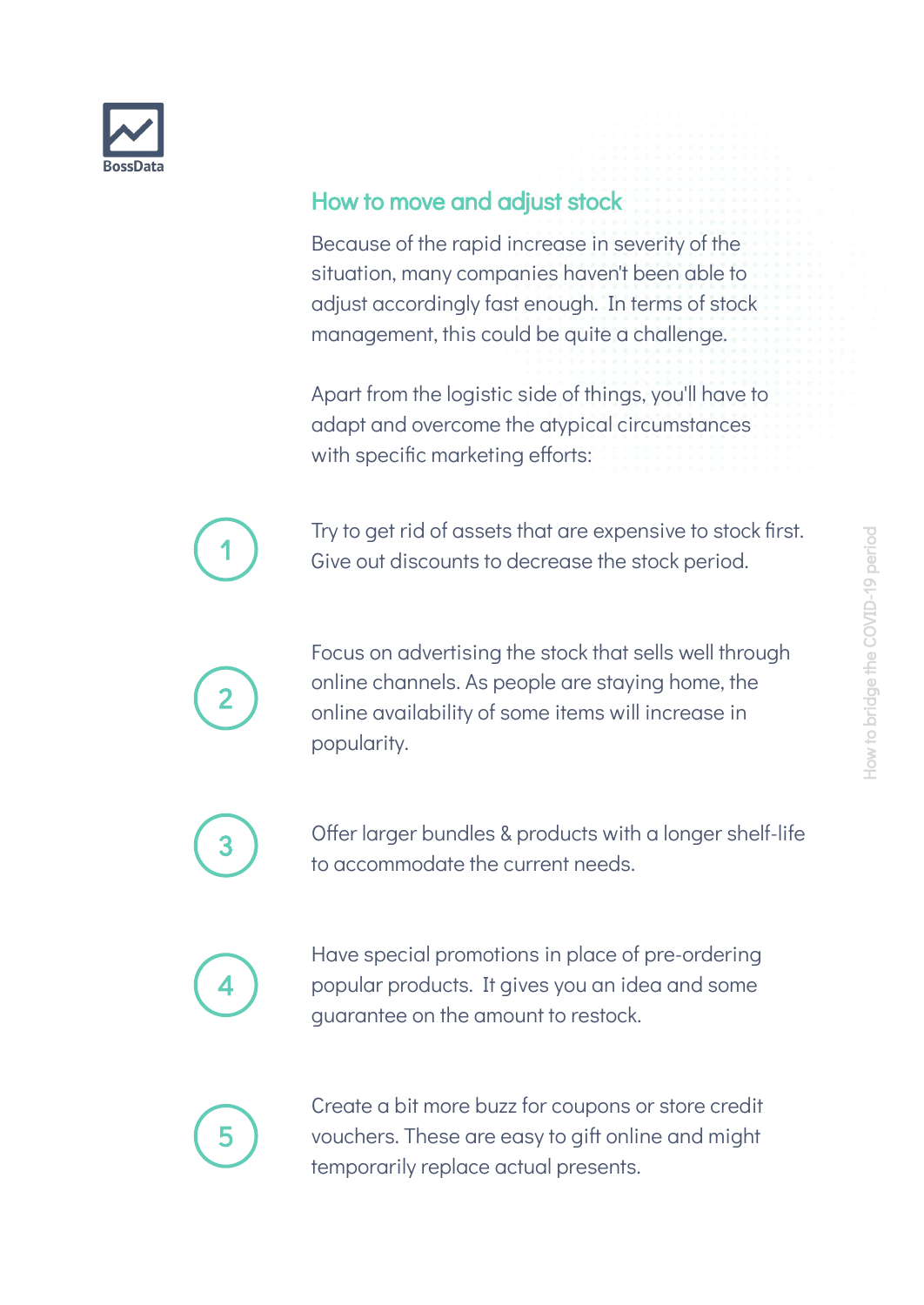## How to move and adjust stock

Because of the rapid increase in severity of the situation, many companies haven't been able to adjust accordingly fast enough. In terms of stock management, this could be quite a challenge.

Apart from the logistic side of things, you'll have to adapt and overcome the atypical circumstances with specific marketing efforts:

1. Try to get rid of assets that are expensive to stock first. Give out discounts to decrease the stock period.

2. Focus on advertising the stock that sells well through online channels. As people are staying home, the online availability of some items will increase in popularity.

3. Offer larger bundles & products with a longer shelf-life to accommodate the current needs.

4. Have special promotions in place of pre-ordering popular products. It gives you an idea and some guarantee on the amount to restock.

5. Create a bit more buzz for coupons or store credit vouchers. These are easy to gift online and might temporarily replace actual presents.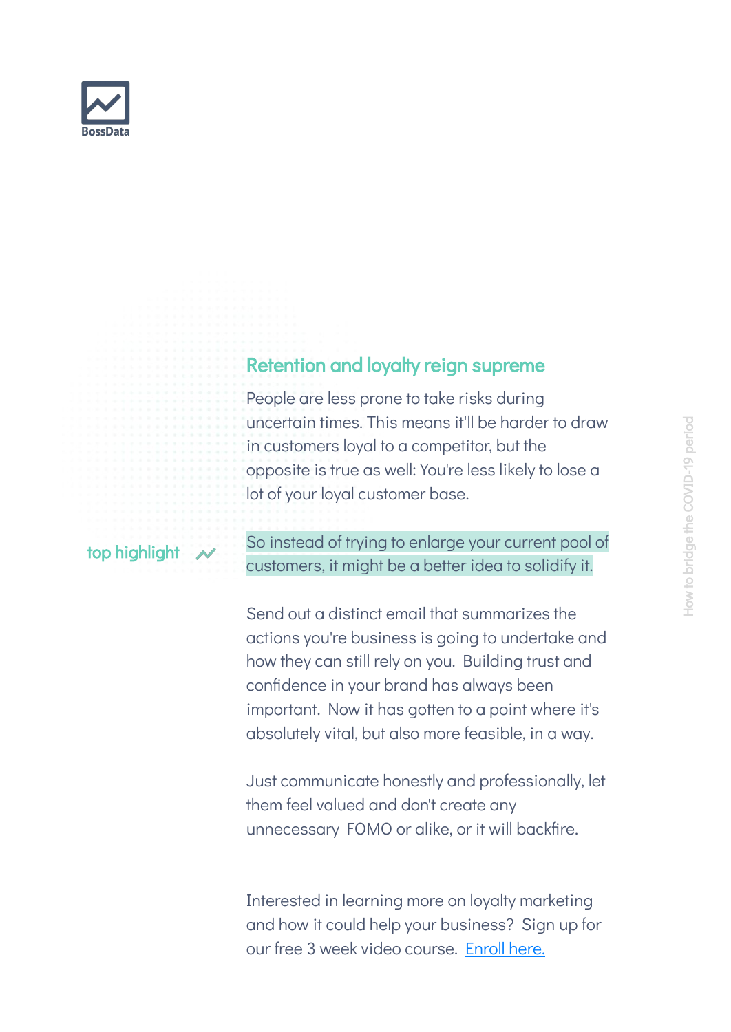## Retention and loyalty reign supreme

People are less prone to take risks during uncertain times. This means it'll be harder to draw in customers loyal to a competitor, but the opposite is true as well: You're less likely to lose a lot of your loyal customer base.

top highlight

So instead of trying to enlarge your current pool of customers, it might be a better idea to solidify it.

Send out a distinct email that summarizes the actions you're business is going to undertake and how they can still rely on you. Building trust and confidence in your brand has always been important. Now it has gotten to a point where it's absolutely vital, but also more feasible, in a way.

Just communicate honestly and professionally, let them feel valued and don't create any unnecessary FOMO or alike, or it will backfire.

Interested in learning more on loyalty marketing and how it could help your business? Sign up for our free 3 week video course. Enroll here.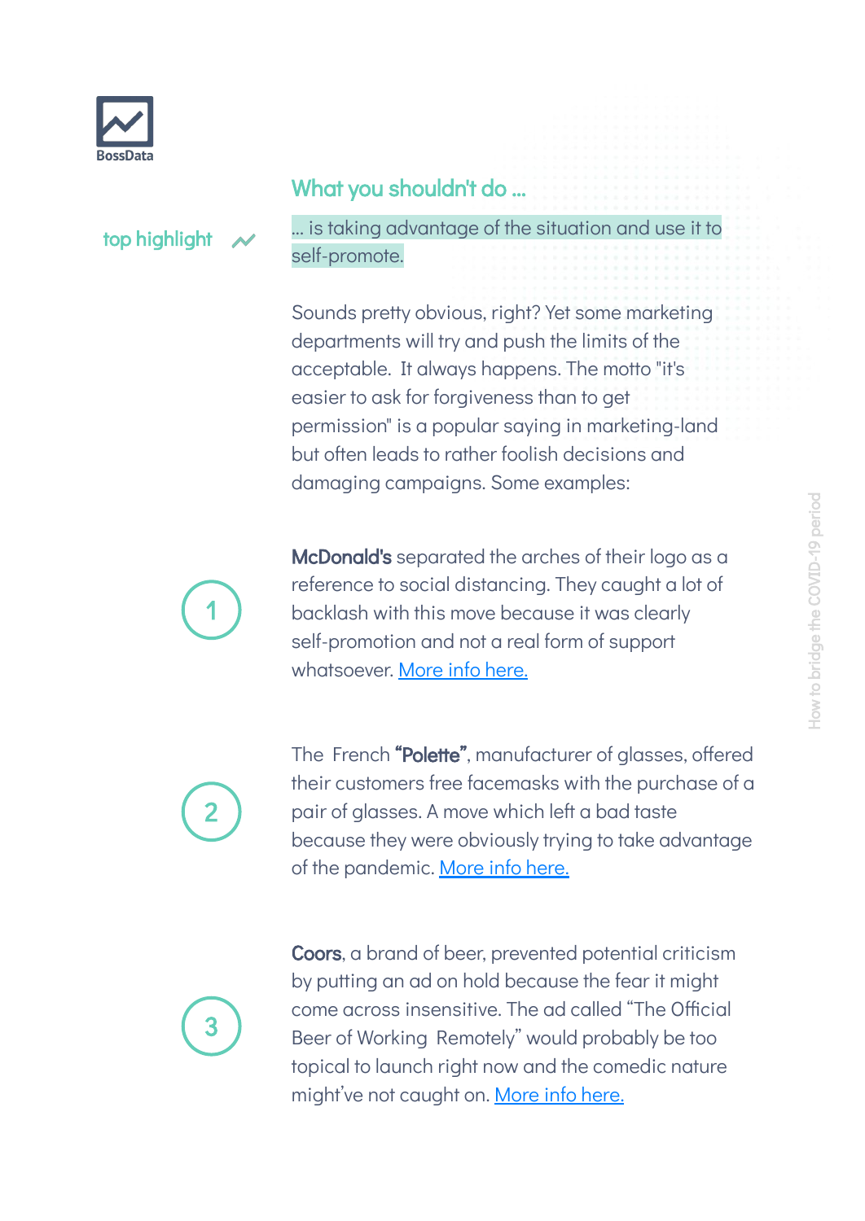## What you shouldn't do ...

top highlight

... is taking advantage of the situation and use it to self-promote.

Sounds pretty obvious, right? Yet some marketing departments will try and push the limits of the acceptable. It always happens. The motto "it's easier to ask for forgiveness than to get permission" is a popular saying in marketing-land but often leads to rather foolish decisions and damaging campaigns. Some examples:

1. **McDonald's** separated the arches of their logo as a reference to social distancing. They caught a lot of backlash with this move because it was clearly self-promotion and not a real form of support whatsoever. More info here.

2. The French **"Polette"**, manufacturer of glasses, offered their customers free facemasks with the purchase of a pair of glasses. A move which left a bad taste because they were obviously trying to take advantage of the pandemic. More info here.

3. **Coors**, a brand of beer, prevented potential criticism by putting an ad on hold because the fear it might come across insensitive. The ad called "The Official Beer of Working Remotely" would probably be too topical to launch right now and the comedic nature might've not caught on. More info here.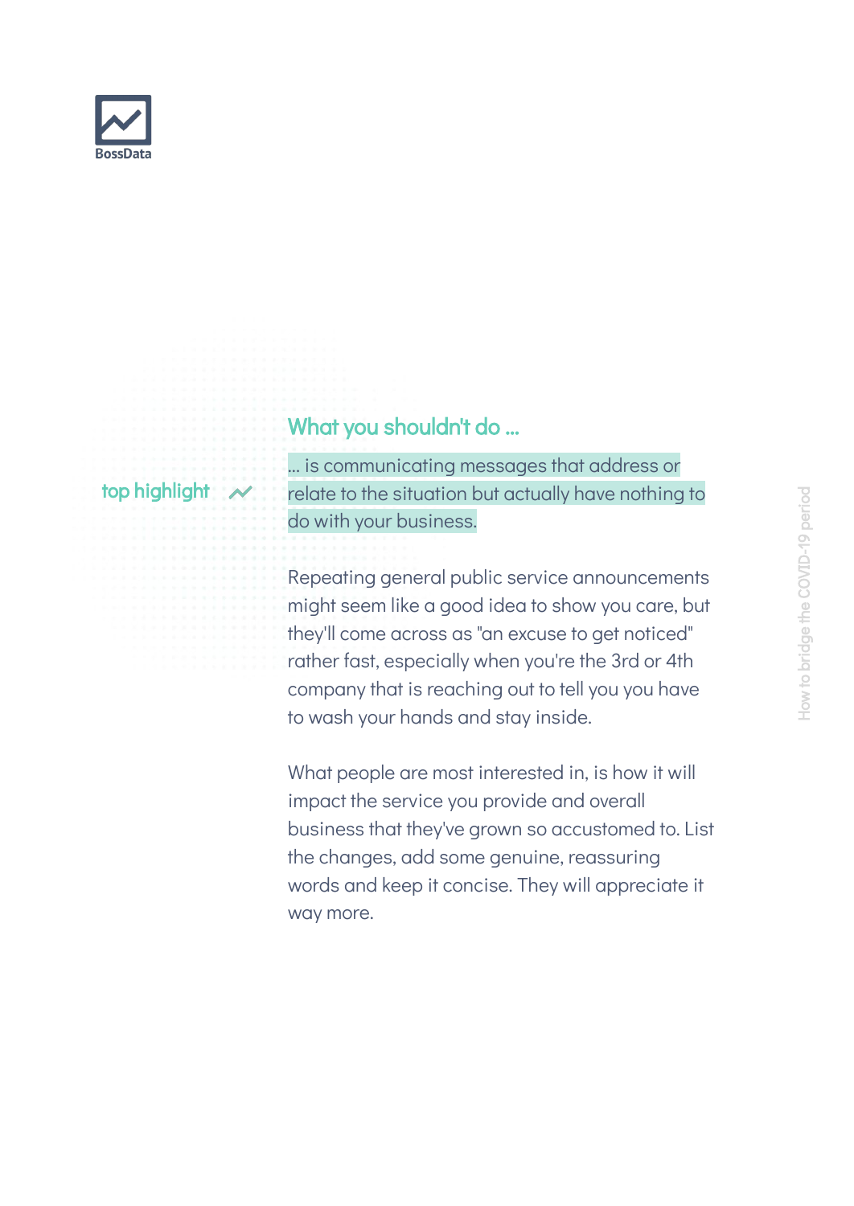## What you shouldn't do ...

top highlight

... is communicating messages that address or relate to the situation but actually have nothing to do with your business.

Repeating general public service announcements might seem like a good idea to show you care, but they'll come across as "an excuse to get noticed" rather fast, especially when you're the 3rd or 4th company that is reaching out to tell you you have to wash your hands and stay inside.

What people are most interested in, is how it will impact the service you provide and overall business that they've grown so accustomed to. List the changes, add some genuine, reassuring words and keep it concise. They will appreciate it way more.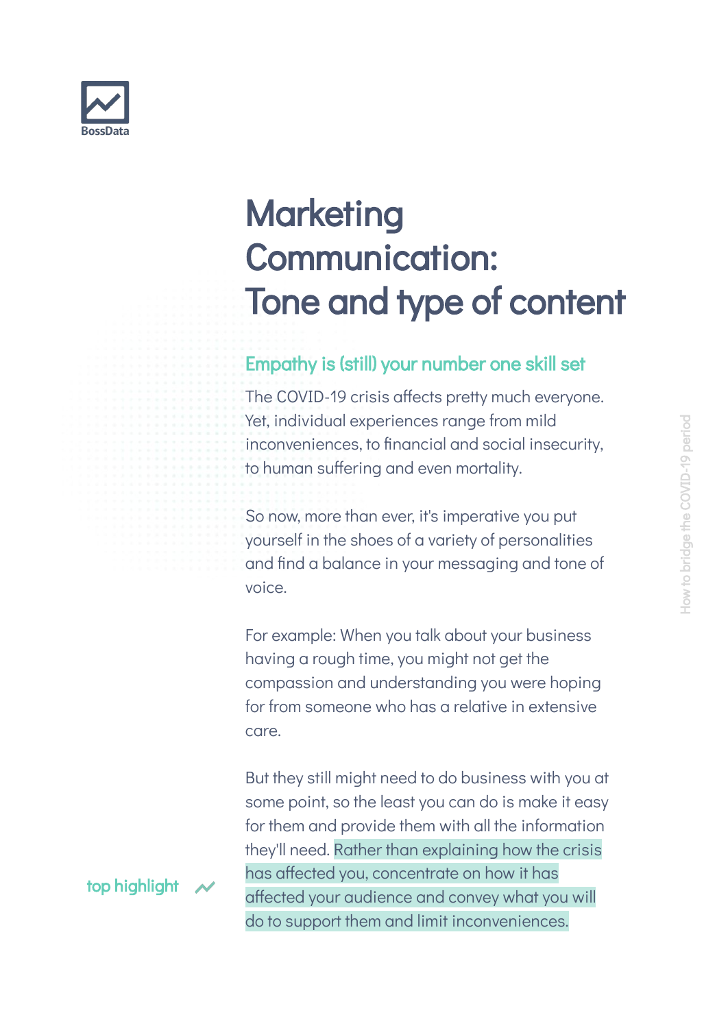# Marketing Communication: Tone and type of content

## Empathy is (still) your number one skill set

The COVID-19 crisis affects pretty much everyone. Yet, individual experiences range from mild inconveniences, to financial and social insecurity, to human suffering and even mortality.

So now, more than ever, it's imperative you put yourself in the shoes of a variety of personalities and find a balance in your messaging and tone of voice.

For example: When you talk about your business having a rough time, you might not get the compassion and understanding you were hoping for from someone who has a relative in extensive care.

But they still might need to do business with you at some point, so the least you can do is make it easy for them and provide them with all the information they'll need. Rather than explaining how the crisis has affected you, concentrate on how it has affected your audience and convey what you will do to support them and limit inconveniences.

top highlight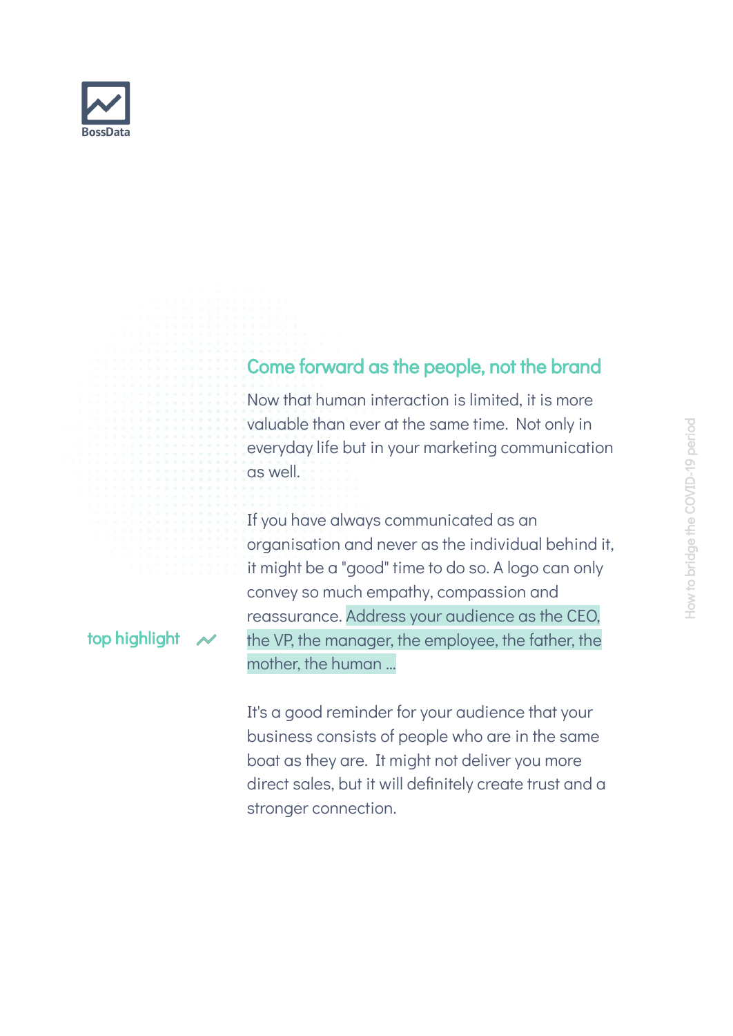## Come forward as the people, not the brand

Now that human interaction is limited, it is more valuable than ever at the same time.  Not only in everyday life but in your marketing communication as well.

If you have always communicated as an organisation and never as the individual behind it, it might be a "good" time to do so. A logo can only convey so much empathy, compassion and reassurance. Address your audience as the CEO, the VP, the manager, the employee, the father, the mother, the human ...

top highlight

It's a good reminder for your audience that your business consists of people who are in the same boat as they are.  It might not deliver you more direct sales, but it will definitely create trust and a stronger connection.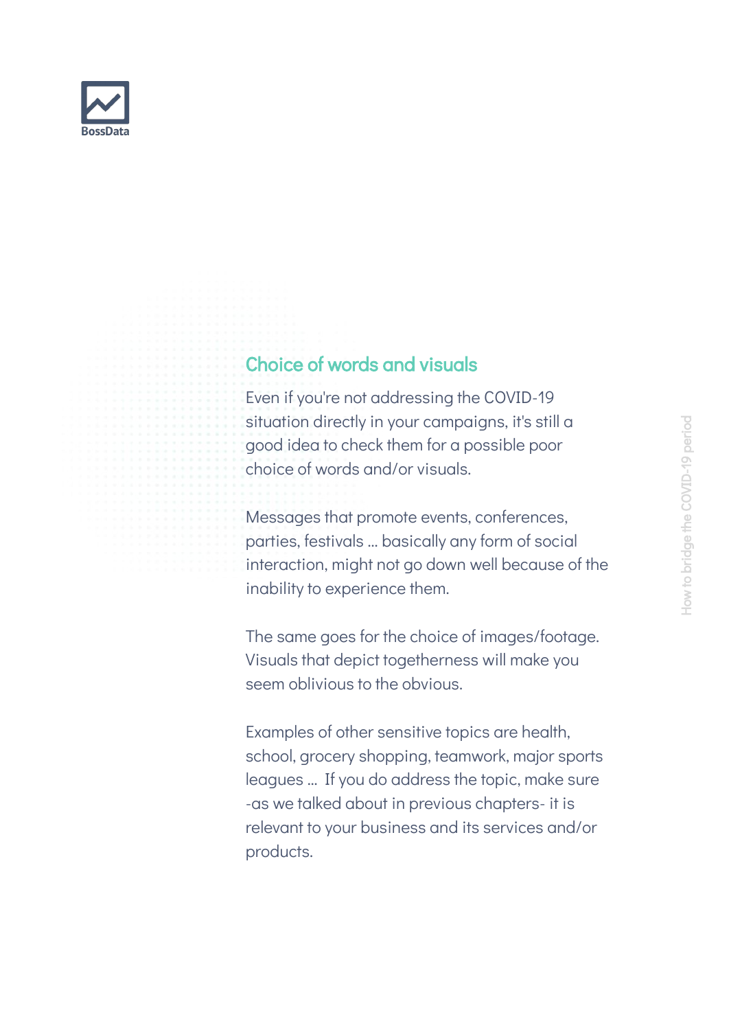## Choice of words and visuals

Even if you're not addressing the COVID-19 situation directly in your campaigns, it's still a good idea to check them for a possible poor choice of words and/or visuals.

Messages that promote events, conferences, parties, festivals ... basically any form of social interaction, might not go down well because of the inability to experience them.

The same goes for the choice of images/footage. Visuals that depict togetherness will make you seem oblivious to the obvious.

Examples of other sensitive topics are health, school, grocery shopping, teamwork, major sports leagues ... If you do address the topic, make sure -as we talked about in previous chapters- it is relevant to your business and its services and/or products.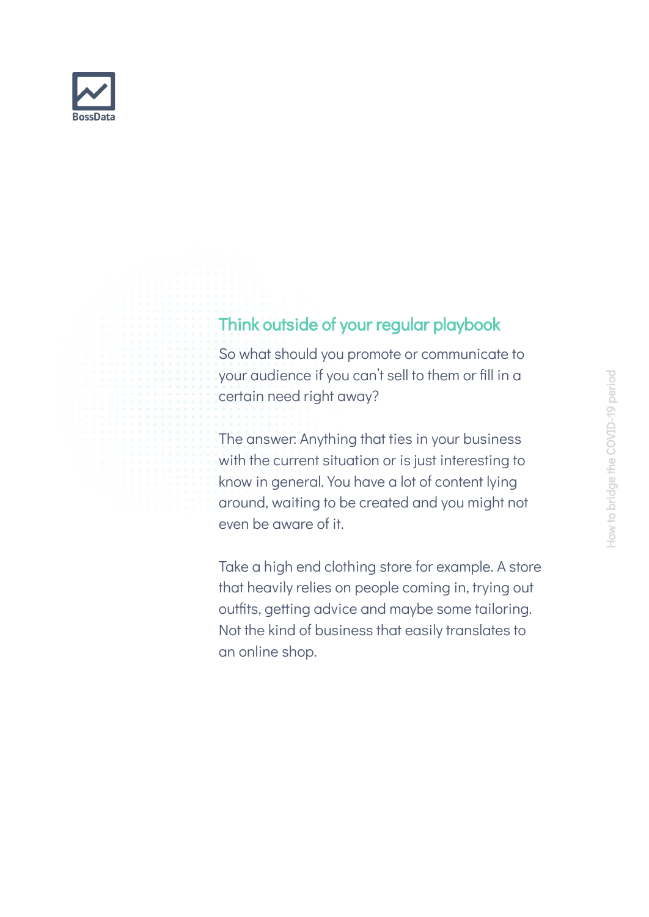## Think outside of your regular playbook

So what should you promote or communicate to your audience if you can't sell to them or fill in a certain need right away?

The answer: Anything that ties in your business with the current situation or is just interesting to know in general. You have a lot of content lying around, waiting to be created and you might not even be aware of it.

Take a high end clothing store for example. A store that heavily relies on people coming in, trying out outfits, getting advice and maybe some tailoring. Not the kind of business that easily translates to an online shop.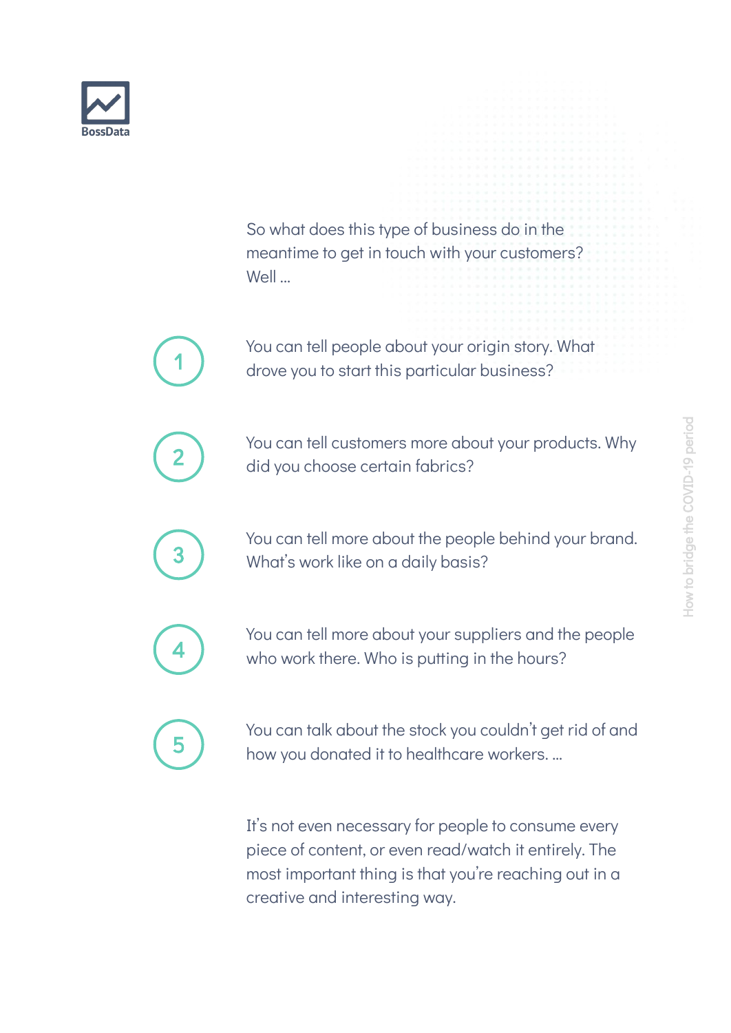So what does this type of business do in the meantime to get in touch with your customers? Well ...

1. You can tell people about your origin story. What drove you to start this particular business?

2. You can tell customers more about your products. Why did you choose certain fabrics?

3. You can tell more about the people behind your brand. What's work like on a daily basis?

4. You can tell more about your suppliers and the people who work there. Who is putting in the hours?

5. You can talk about the stock you couldn't get rid of and how you donated it to healthcare workers. ...

It's not even necessary for people to consume every piece of content, or even read/watch it entirely. The most important thing is that you're reaching out in a creative and interesting way.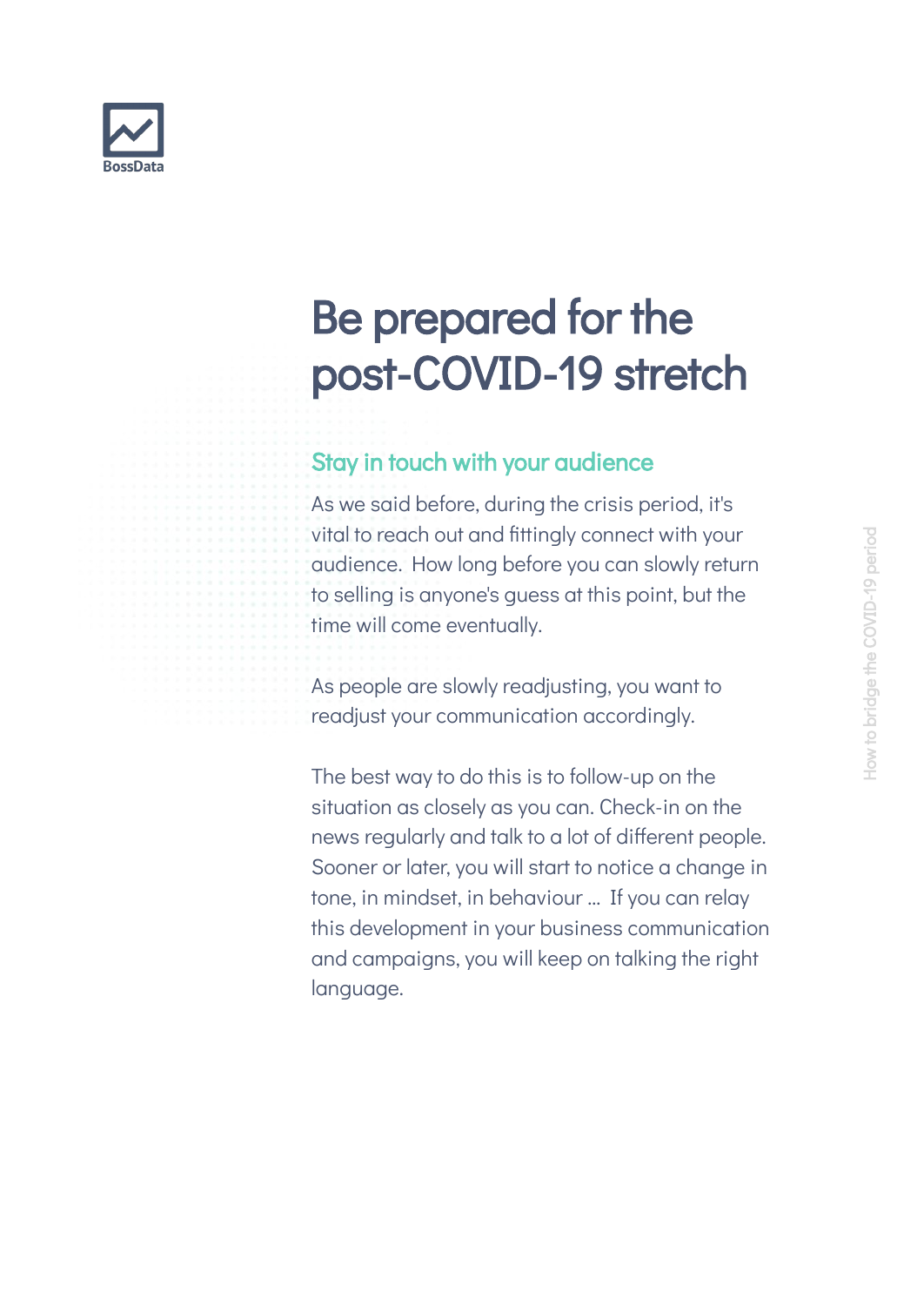# Be prepared for the post-COVID-19 stretch

## Stay in touch with your audience

As we said before, during the crisis period, it's vital to reach out and fittingly connect with your audience. How long before you can slowly return to selling is anyone's guess at this point, but the time will come eventually.

As people are slowly readjusting, you want to readjust your communication accordingly.

The best way to do this is to follow-up on the situation as closely as you can. Check-in on the news regularly and talk to a lot of different people. Sooner or later, you will start to notice a change in tone, in mindset, in behaviour ... If you can relay this development in your business communication and campaigns, you will keep on talking the right language.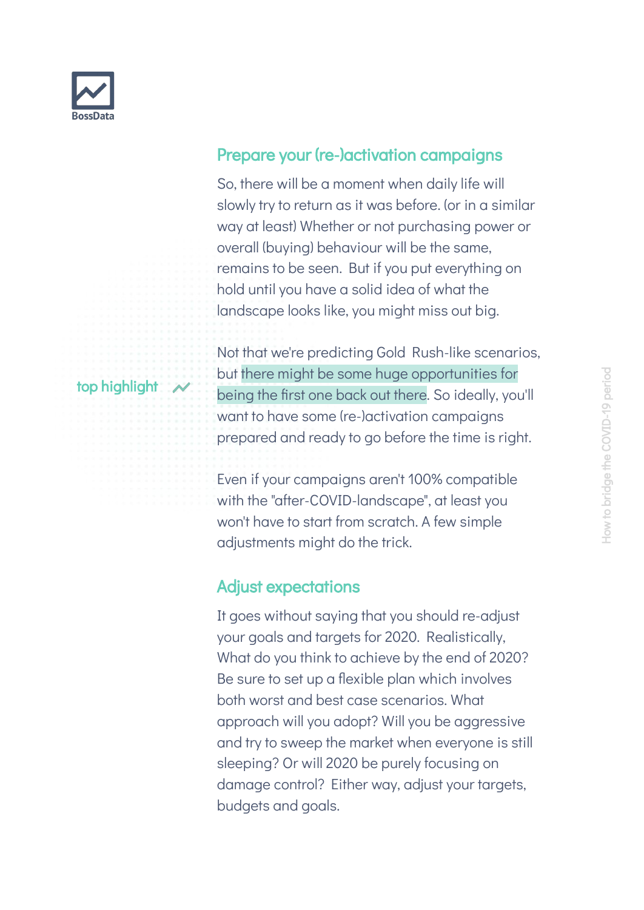## Prepare your (re-)activation campaigns

So, there will be a moment when daily life will slowly try to return as it was before. (or in a similar way at least) Whether or not purchasing power or overall (buying) behaviour will be the same, remains to be seen. But if you put everything on hold until you have a solid idea of what the landscape looks like, you might miss out big.

top highlight

Not that we're predicting Gold Rush-like scenarios, but there might be some huge opportunities for being the first one back out there. So ideally, you'll want to have some (re-)activation campaigns prepared and ready to go before the time is right.

Even if your campaigns aren't 100% compatible with the "after-COVID-landscape", at least you won't have to start from scratch. A few simple adjustments might do the trick.

## Adjust expectations

It goes without saying that you should re-adjust your goals and targets for 2020. Realistically, What do you think to achieve by the end of 2020? Be sure to set up a flexible plan which involves both worst and best case scenarios. What approach will you adopt? Will you be aggressive and try to sweep the market when everyone is still sleeping? Or will 2020 be purely focusing on damage control? Either way, adjust your targets, budgets and goals.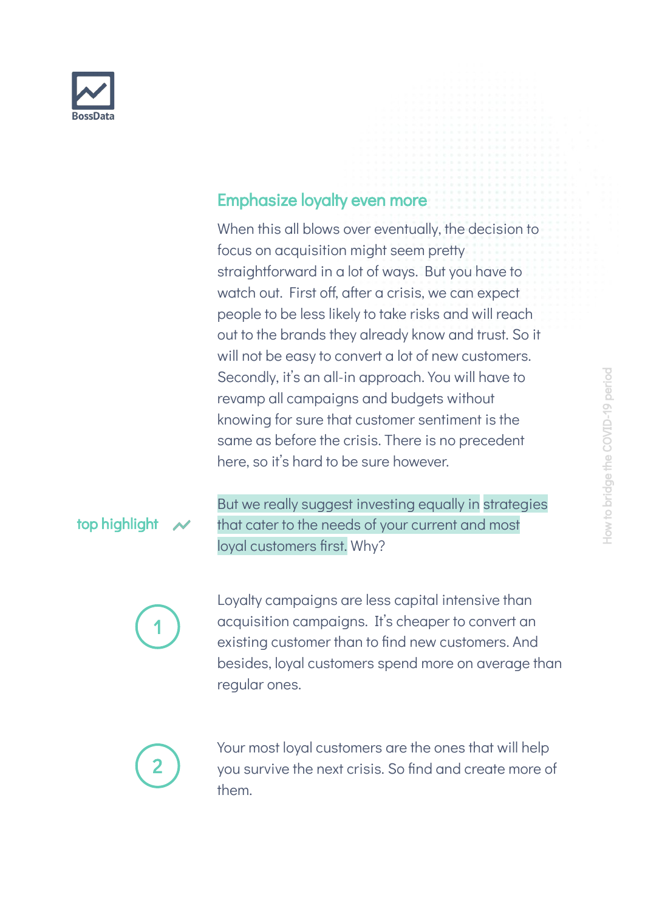## Emphasize loyalty even more

When this all blows over eventually, the decision to focus on acquisition might seem pretty straightforward in a lot of ways. But you have to watch out. First off, after a crisis, we can expect people to be less likely to take risks and will reach out to the brands they already know and trust. So it will not be easy to convert a lot of new customers. Secondly, it's an all-in approach. You will have to revamp all campaigns and budgets without knowing for sure that customer sentiment is the same as before the crisis. There is no precedent here, so it's hard to be sure however.

top highlight

But we really suggest investing equally in strategies that cater to the needs of your current and most loyal customers first. Why?

1. Loyalty campaigns are less capital intensive than acquisition campaigns. It's cheaper to convert an existing customer than to find new customers. And besides, loyal customers spend more on average than regular ones.

2. Your most loyal customers are the ones that will help you survive the next crisis. So find and create more of them.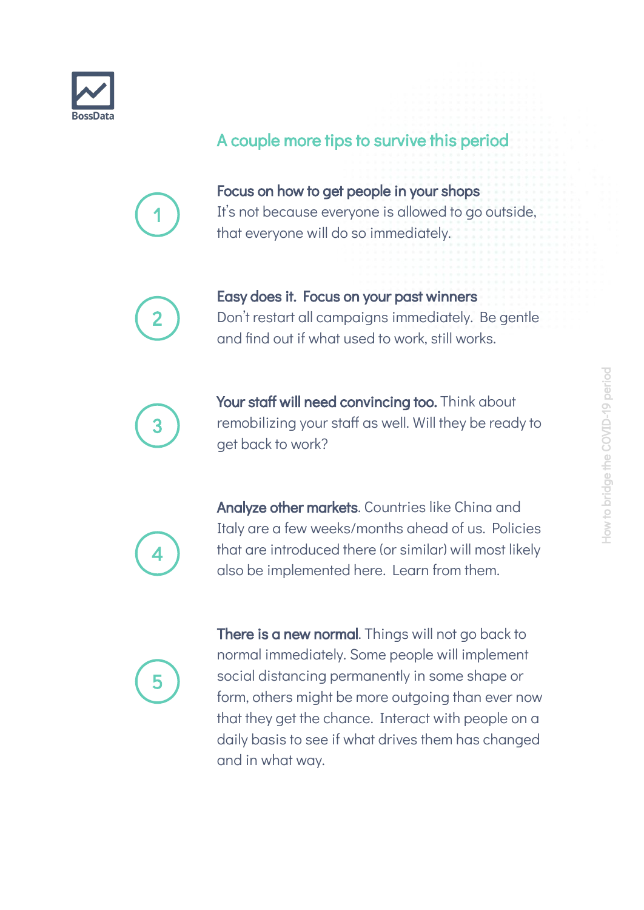## A couple more tips to survive this period

1. **Focus on how to get people in your shops**
   It's not because everyone is allowed to go outside, that everyone will do so immediately.

2. **Easy does it. Focus on your past winners**
   Don't restart all campaigns immediately. Be gentle and find out if what used to work, still works.

3. **Your staff will need convincing too.** Think about remobilizing your staff as well. Will they be ready to get back to work?

4. **Analyze other markets**. Countries like China and Italy are a few weeks/months ahead of us. Policies that are introduced there (or similar) will most likely also be implemented here. Learn from them.

5. **There is a new normal**. Things will not go back to normal immediately. Some people will implement social distancing permanently in some shape or form, others might be more outgoing than ever now that they get the chance. Interact with people on a daily basis to see if what drives them has changed and in what way.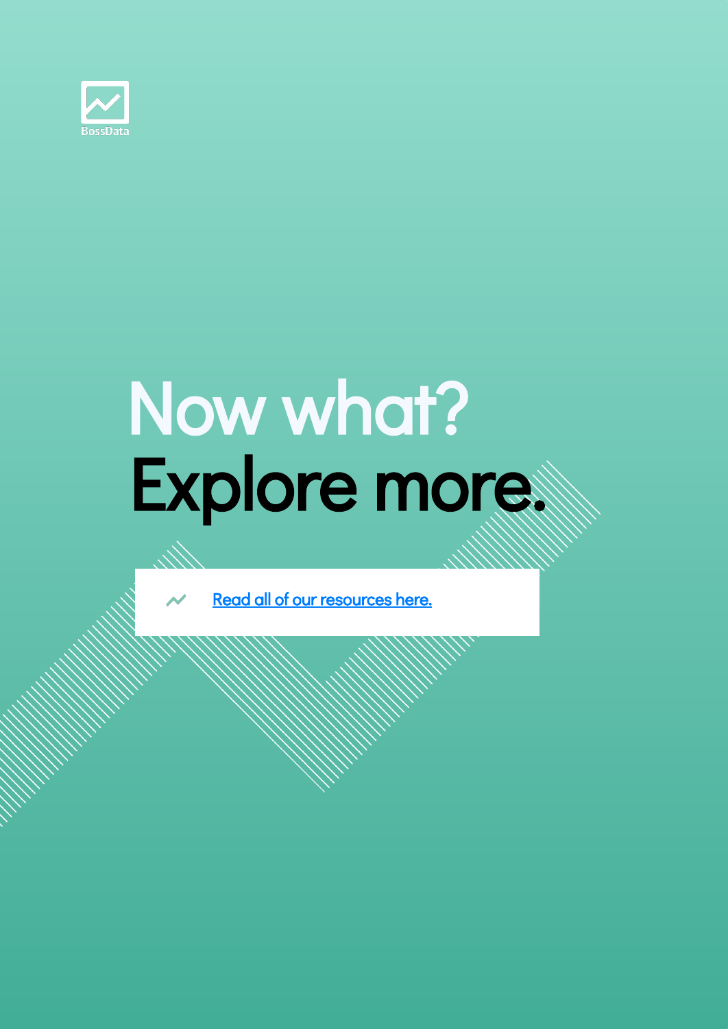BossData

# Now what?
# Explore more.

[Read all of our resources here.]